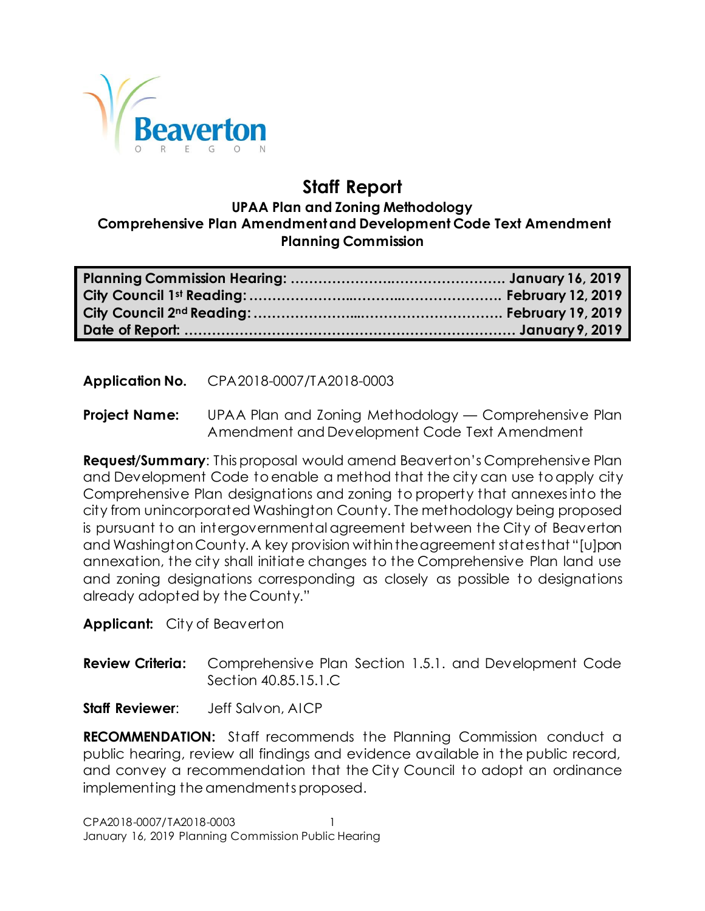Beaverton
OREGON

# Staff Report

**UPAA Plan and Zoning Methodology**
**Comprehensive Plan Amendment and Development Code Text Amendment**
**Planning Commission**

| | |
|---|---|
| **Planning Commission Hearing:** | **January 16, 2019** |
| **City Council 1st Reading:** | **February 12, 2019** |
| **City Council 2nd Reading:** | **February 19, 2019** |
| **Date of Report:** | **January 9, 2019** |

**Application No.** CPA2018-0007/TA2018-0003

**Project Name:** UPAA Plan and Zoning Methodology — Comprehensive Plan Amendment and Development Code Text Amendment

**Request/Summary**: This proposal would amend Beaverton's Comprehensive Plan and Development Code to enable a method that the city can use to apply city Comprehensive Plan designations and zoning to property that annexes into the city from unincorporated Washington County. The methodology being proposed is pursuant to an intergovernmental agreement between the City of Beaverton and Washington County. A key provision within the agreement states that "[u]pon annexation, the city shall initiate changes to the Comprehensive Plan land use and zoning designations corresponding as closely as possible to designations already adopted by the County."

**Applicant:** City of Beaverton

**Review Criteria:** Comprehensive Plan Section 1.5.1. and Development Code Section 40.85.15.1.C

**Staff Reviewer**: Jeff Salvon, AICP

**RECOMMENDATION:** Staff recommends the Planning Commission conduct a public hearing, review all findings and evidence available in the public record, and convey a recommendation that the City Council to adopt an ordinance implementing the amendments proposed.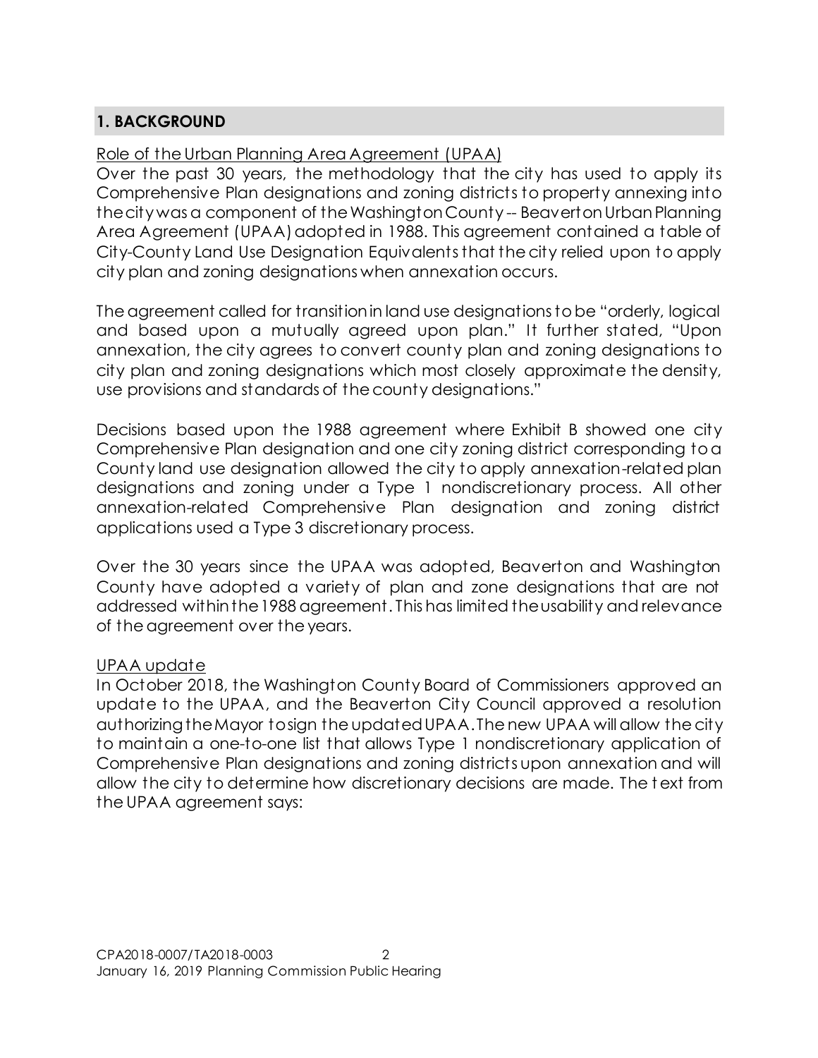## 1. BACKGROUND

Role of the Urban Planning Area Agreement (UPAA)

Over the past 30 years, the methodology that the city has used to apply its Comprehensive Plan designations and zoning districts to property annexing into the city was a component of the Washington County -- Beaverton Urban Planning Area Agreement (UPAA) adopted in 1988. This agreement contained a table of City-County Land Use Designation Equivalents that the city relied upon to apply city plan and zoning designations when annexation occurs.

The agreement called for transition in land use designations to be "orderly, logical and based upon a mutually agreed upon plan." It further stated, "Upon annexation, the city agrees to convert county plan and zoning designations to city plan and zoning designations which most closely approximate the density, use provisions and standards of the county designations."

Decisions based upon the 1988 agreement where Exhibit B showed one city Comprehensive Plan designation and one city zoning district corresponding to a County land use designation allowed the city to apply annexation-related plan designations and zoning under a Type 1 nondiscretionary process. All other annexation-related Comprehensive Plan designation and zoning district applications used a Type 3 discretionary process.

Over the 30 years since the UPAA was adopted, Beaverton and Washington County have adopted a variety of plan and zone designations that are not addressed within the 1988 agreement. This has limited the usability and relevance of the agreement over the years.

UPAA update

In October 2018, the Washington County Board of Commissioners approved an update to the UPAA, and the Beaverton City Council approved a resolution authorizing the Mayor to sign the updated UPAA. The new UPAA will allow the city to maintain a one-to-one list that allows Type 1 nondiscretionary application of Comprehensive Plan designations and zoning districts upon annexation and will allow the city to determine how discretionary decisions are made. The text from the UPAA agreement says: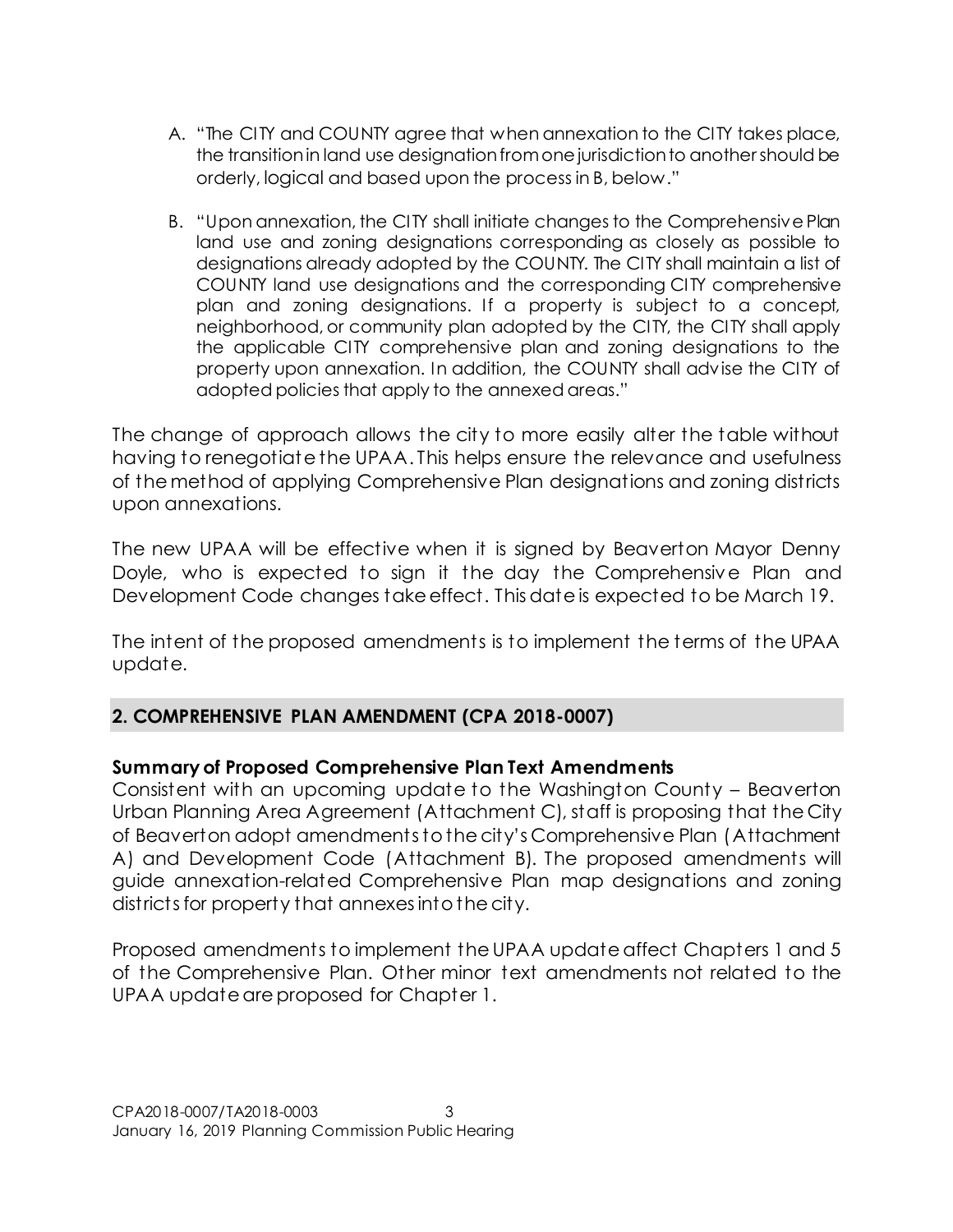A. "The CITY and COUNTY agree that when annexation to the CITY takes place, the transition in land use designation from one jurisdiction to another should be orderly, logical and based upon the process in B, below."

B. "Upon annexation, the CITY shall initiate changes to the Comprehensive Plan land use and zoning designations corresponding as closely as possible to designations already adopted by the COUNTY. The CITY shall maintain a list of COUNTY land use designations and the corresponding CITY comprehensive plan and zoning designations. If a property is subject to a concept, neighborhood, or community plan adopted by the CITY, the CITY shall apply the applicable CITY comprehensive plan and zoning designations to the property upon annexation. In addition, the COUNTY shall advise the CITY of adopted policies that apply to the annexed areas."

The change of approach allows the city to more easily alter the table without having to renegotiate the UPAA. This helps ensure the relevance and usefulness of the method of applying Comprehensive Plan designations and zoning districts upon annexations.

The new UPAA will be effective when it is signed by Beaverton Mayor Denny Doyle, who is expected to sign it the day the Comprehensive Plan and Development Code changes take effect. This date is expected to be March 19.

The intent of the proposed amendments is to implement the terms of the UPAA update.

## 2. COMPREHENSIVE PLAN AMENDMENT (CPA 2018-0007)

**Summary of Proposed Comprehensive Plan Text Amendments**

Consistent with an upcoming update to the Washington County – Beaverton Urban Planning Area Agreement (Attachment C), staff is proposing that the City of Beaverton adopt amendments to the city's Comprehensive Plan (Attachment A) and Development Code (Attachment B). The proposed amendments will guide annexation-related Comprehensive Plan map designations and zoning districts for property that annexes into the city.

Proposed amendments to implement the UPAA update affect Chapters 1 and 5 of the Comprehensive Plan. Other minor text amendments not related to the UPAA update are proposed for Chapter 1.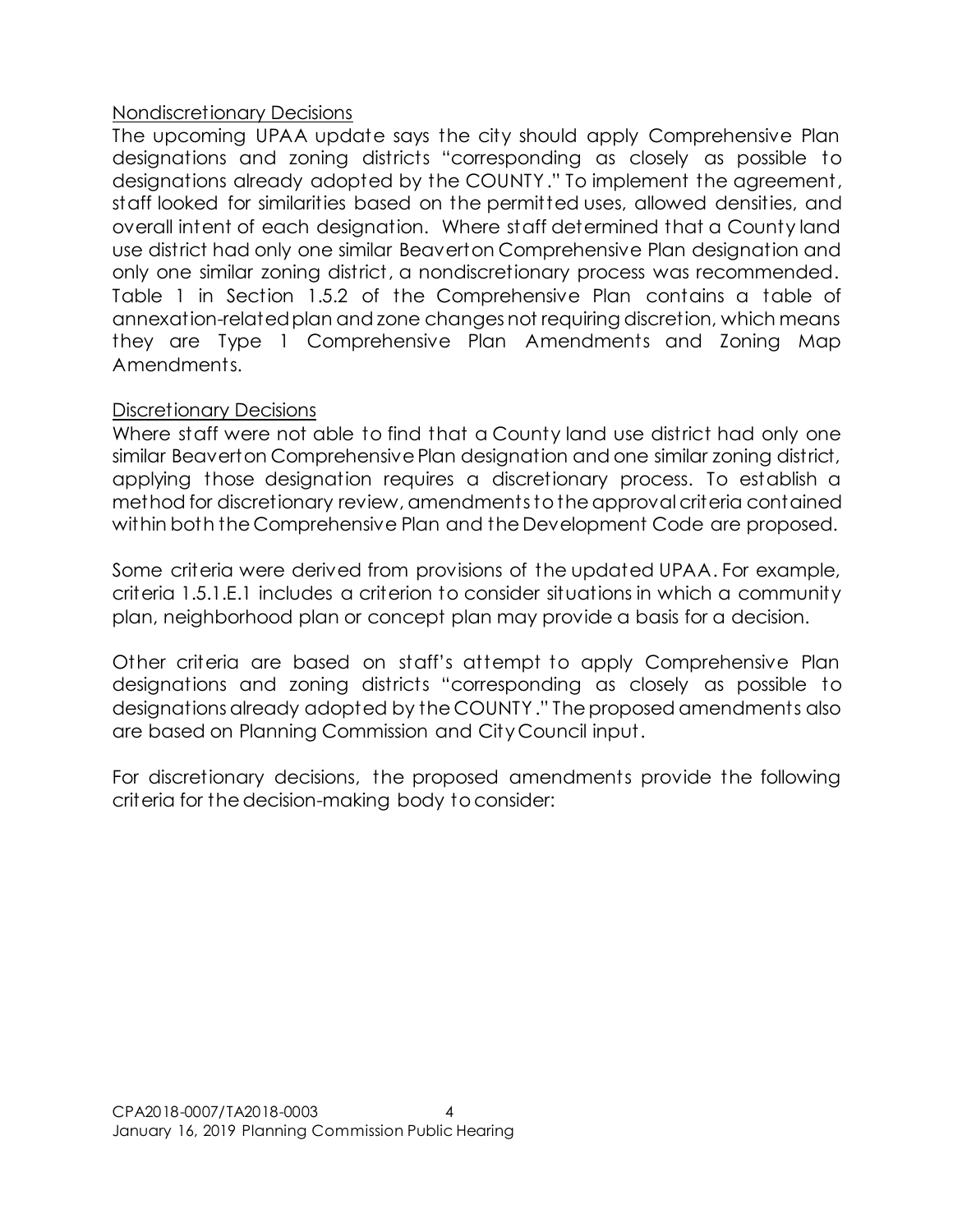Nondiscretionary Decisions

The upcoming UPAA update says the city should apply Comprehensive Plan designations and zoning districts "corresponding as closely as possible to designations already adopted by the COUNTY." To implement the agreement, staff looked for similarities based on the permitted uses, allowed densities, and overall intent of each designation. Where staff determined that a County land use district had only one similar Beaverton Comprehensive Plan designation and only one similar zoning district, a nondiscretionary process was recommended. Table 1 in Section 1.5.2 of the Comprehensive Plan contains a table of annexation-related plan and zone changes not requiring discretion, which means they are Type 1 Comprehensive Plan Amendments and Zoning Map Amendments.

Discretionary Decisions

Where staff were not able to find that a County land use district had only one similar Beaverton Comprehensive Plan designation and one similar zoning district, applying those designation requires a discretionary process. To establish a method for discretionary review, amendments to the approval criteria contained within both the Comprehensive Plan and the Development Code are proposed.

Some criteria were derived from provisions of the updated UPAA. For example, criteria 1.5.1.E.1 includes a criterion to consider situations in which a community plan, neighborhood plan or concept plan may provide a basis for a decision.

Other criteria are based on staff's attempt to apply Comprehensive Plan designations and zoning districts "corresponding as closely as possible to designations already adopted by the COUNTY." The proposed amendments also are based on Planning Commission and City Council input.

For discretionary decisions, the proposed amendments provide the following criteria for the decision-making body to consider: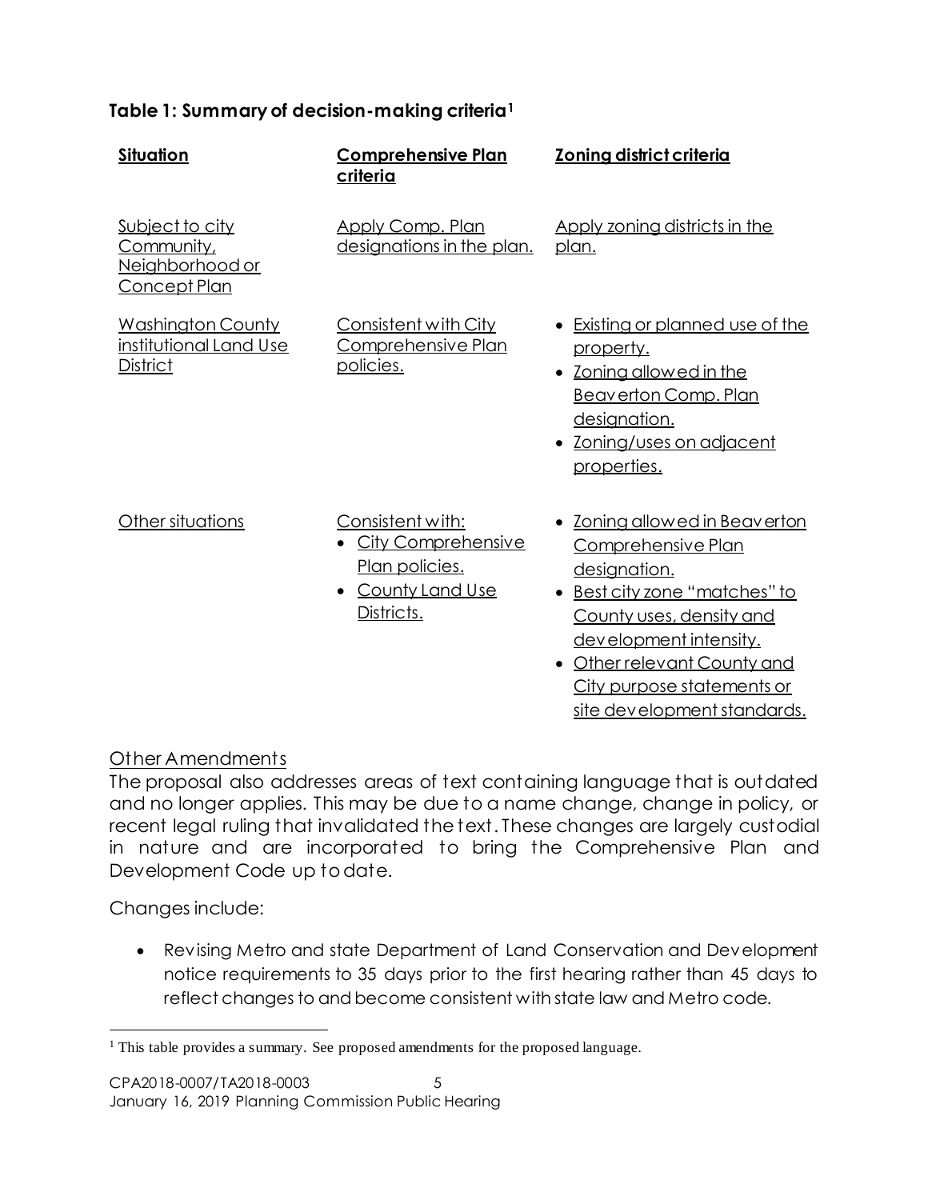### Table 1: Summary of decision-making criteria[1]

| Situation | Comprehensive Plan criteria | Zoning district criteria |
|---|---|---|
| Subject to city Community, Neighborhood or Concept Plan | Apply Comp. Plan designations in the plan. | Apply zoning districts in the plan. |
| Washington County institutional Land Use District | Consistent with City Comprehensive Plan policies. | • Existing or planned use of the property.<br>• Zoning allowed in the Beaverton Comp. Plan designation.<br>• Zoning/uses on adjacent properties. |
| Other situations | Consistent with:<br>• City Comprehensive Plan policies.<br>• County Land Use Districts. | • Zoning allowed in Beaverton Comprehensive Plan designation.<br>• Best city zone "matches" to County uses, density and development intensity.<br>• Other relevant County and City purpose statements or site development standards. |

## Other Amendments

The proposal also addresses areas of text containing language that is outdated and no longer applies. This may be due to a name change, change in policy, or recent legal ruling that invalidated the text. These changes are largely custodial in nature and are incorporated to bring the Comprehensive Plan and Development Code up to date.

Changes include:

- Revising Metro and state Department of Land Conservation and Development notice requirements to 35 days prior to the first hearing rather than 45 days to reflect changes to and become consistent with state law and Metro code.

[1] This table provides a summary. See proposed amendments for the proposed language.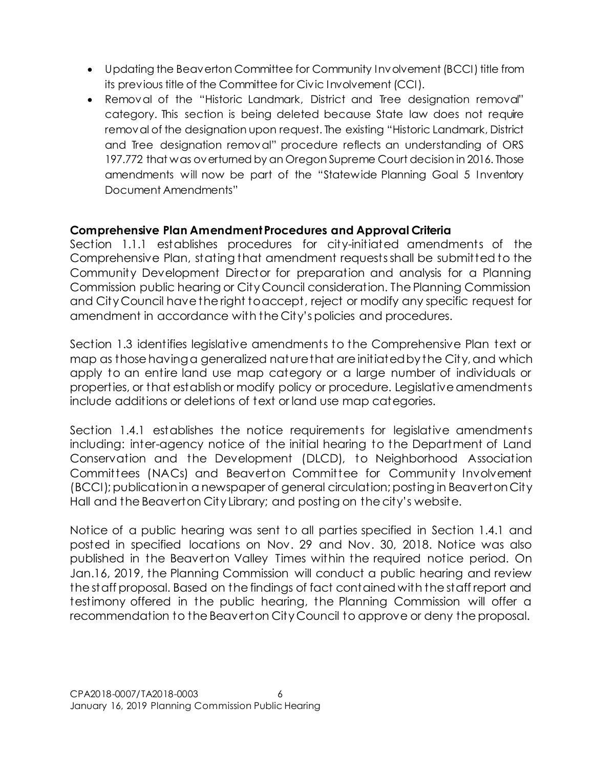- Updating the Beaverton Committee for Community Involvement (BCCI) title from its previous title of the Committee for Civic Involvement (CCI).
- Removal of the "Historic Landmark, District and Tree designation removal" category. This section is being deleted because State law does not require removal of the designation upon request. The existing "Historic Landmark, District and Tree designation removal" procedure reflects an understanding of ORS 197.772 that was overturned by an Oregon Supreme Court decision in 2016. Those amendments will now be part of the "Statewide Planning Goal 5 Inventory Document Amendments"

**Comprehensive Plan Amendment Procedures and Approval Criteria**

Section 1.1.1 establishes procedures for city-initiated amendments of the Comprehensive Plan, stating that amendment requests shall be submitted to the Community Development Director for preparation and analysis for a Planning Commission public hearing or City Council consideration. The Planning Commission and City Council have the right to accept, reject or modify any specific request for amendment in accordance with the City's policies and procedures.

Section 1.3 identifies legislative amendments to the Comprehensive Plan text or map as those having a generalized nature that are initiated by the City, and which apply to an entire land use map category or a large number of individuals or properties, or that establish or modify policy or procedure. Legislative amendments include additions or deletions of text or land use map categories.

Section 1.4.1 establishes the notice requirements for legislative amendments including: inter-agency notice of the initial hearing to the Department of Land Conservation and the Development (DLCD), to Neighborhood Association Committees (NACs) and Beaverton Committee for Community Involvement (BCCI); publication in a newspaper of general circulation; posting in Beaverton City Hall and the Beaverton City Library; and posting on the city's website.

Notice of a public hearing was sent to all parties specified in Section 1.4.1 and posted in specified locations on Nov. 29 and Nov. 30, 2018. Notice was also published in the Beaverton Valley Times within the required notice period. On Jan.16, 2019, the Planning Commission will conduct a public hearing and review the staff proposal. Based on the findings of fact contained with the staff report and testimony offered in the public hearing, the Planning Commission will offer a recommendation to the Beaverton City Council to approve or deny the proposal.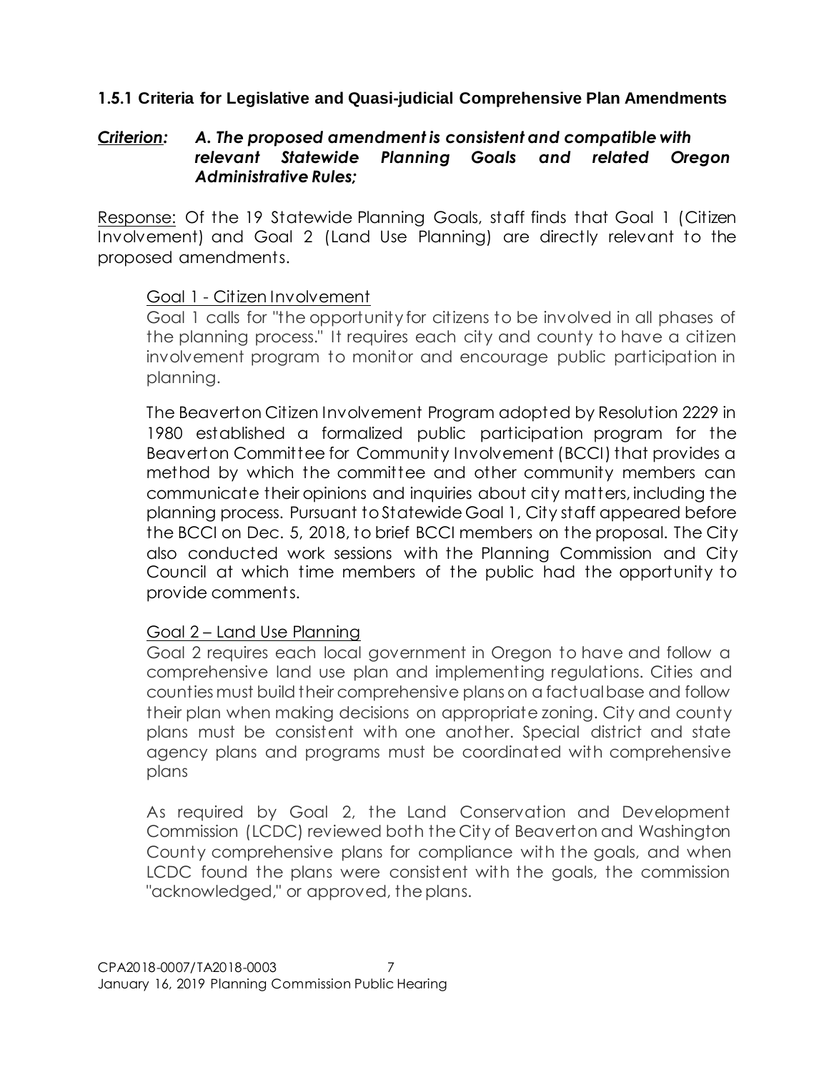### 1.5.1 Criteria for Legislative and Quasi-judicial Comprehensive Plan Amendments

***Criterion:*** ***A. The proposed amendment is consistent and compatible with relevant Statewide Planning Goals and related Oregon Administrative Rules;***

Response: Of the 19 Statewide Planning Goals, staff finds that Goal 1 (Citizen Involvement) and Goal 2 (Land Use Planning) are directly relevant to the proposed amendments.

Goal 1 - Citizen Involvement

Goal 1 calls for "the opportunity for citizens to be involved in all phases of the planning process." It requires each city and county to have a citizen involvement program to monitor and encourage public participation in planning.

The Beaverton Citizen Involvement Program adopted by Resolution 2229 in 1980 established a formalized public participation program for the Beaverton Committee for Community Involvement (BCCI) that provides a method by which the committee and other community members can communicate their opinions and inquiries about city matters, including the planning process. Pursuant to Statewide Goal 1, City staff appeared before the BCCI on Dec. 5, 2018, to brief BCCI members on the proposal. The City also conducted work sessions with the Planning Commission and City Council at which time members of the public had the opportunity to provide comments.

Goal 2 – Land Use Planning

Goal 2 requires each local government in Oregon to have and follow a comprehensive land use plan and implementing regulations. Cities and counties must build their comprehensive plans on a factual base and follow their plan when making decisions on appropriate zoning. City and county plans must be consistent with one another. Special district and state agency plans and programs must be coordinated with comprehensive plans

As required by Goal 2, the Land Conservation and Development Commission (LCDC) reviewed both the City of Beaverton and Washington County comprehensive plans for compliance with the goals, and when LCDC found the plans were consistent with the goals, the commission "acknowledged," or approved, the plans.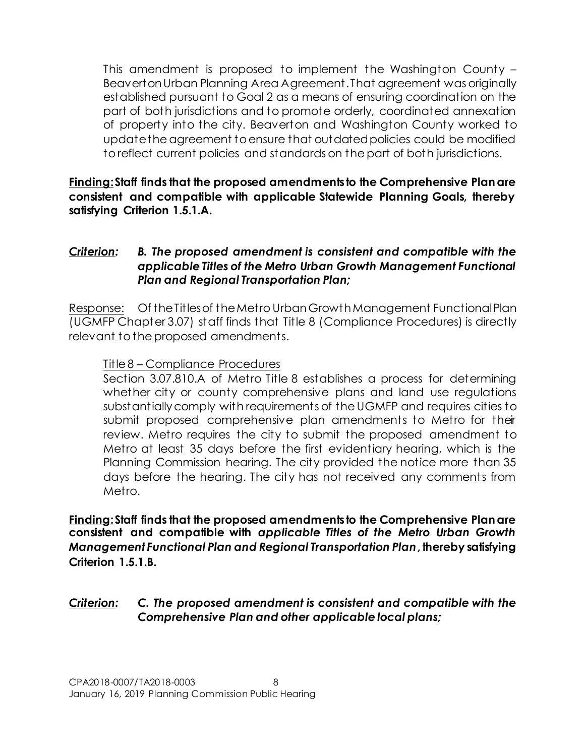This amendment is proposed to implement the Washington County – Beaverton Urban Planning Area Agreement. That agreement was originally established pursuant to Goal 2 as a means of ensuring coordination on the part of both jurisdictions and to promote orderly, coordinated annexation of property into the city. Beaverton and Washington County worked to update the agreement to ensure that outdated policies could be modified to reflect current policies and standards on the part of both jurisdictions.

**<u>Finding:</u> Staff finds that the proposed amendments to the Comprehensive Plan are consistent and compatible with applicable Statewide Planning Goals, thereby satisfying Criterion 1.5.1.A.**

***<u>Criterion:</u>*** ***B. The proposed amendment is consistent and compatible with the applicable Titles of the Metro Urban Growth Management Functional Plan and Regional Transportation Plan;***

<u>Response:</u> Of the Titles of the Metro Urban Growth Management Functional Plan (UGMFP Chapter 3.07) staff finds that Title 8 (Compliance Procedures) is directly relevant to the proposed amendments.

<u>Title 8 – Compliance Procedures</u>

Section 3.07.810.A of Metro Title 8 establishes a process for determining whether city or county comprehensive plans and land use regulations substantially comply with requirements of the UGMFP and requires cities to submit proposed comprehensive plan amendments to Metro for their review. Metro requires the city to submit the proposed amendment to Metro at least 35 days before the first evidentiary hearing, which is the Planning Commission hearing. The city provided the notice more than 35 days before the hearing. The city has not received any comments from Metro.

**<u>Finding:</u> Staff finds that the proposed amendments to the Comprehensive Plan are consistent and compatible with *applicable Titles of the Metro Urban Growth Management Functional Plan and Regional Transportation Plan*, thereby satisfying Criterion 1.5.1.B.**

***<u>Criterion:</u>*** ***C. The proposed amendment is consistent and compatible with the Comprehensive Plan and other applicable local plans;***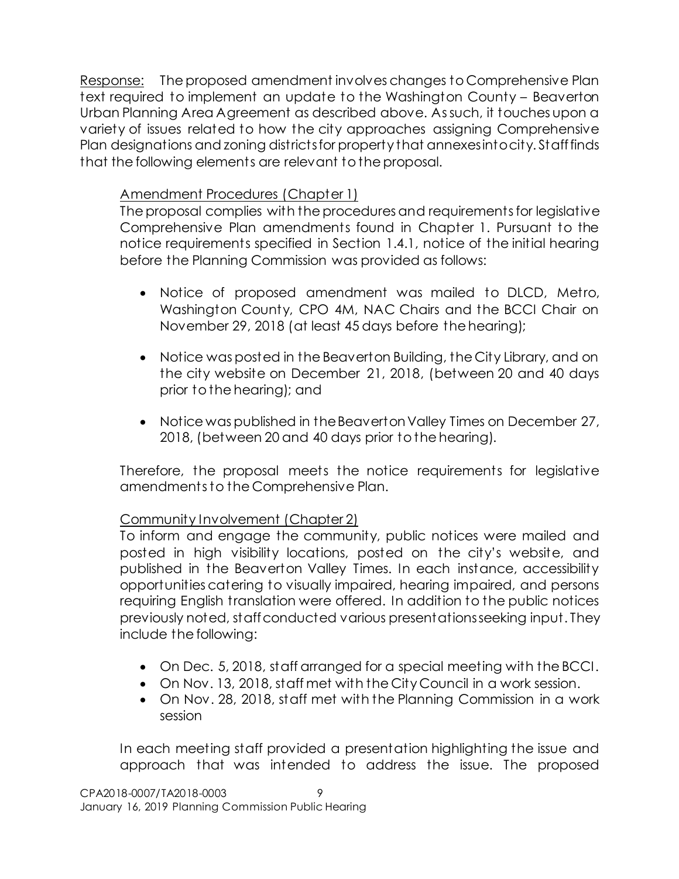Response: The proposed amendment involves changes to Comprehensive Plan text required to implement an update to the Washington County – Beaverton Urban Planning Area Agreement as described above. As such, it touches upon a variety of issues related to how the city approaches assigning Comprehensive Plan designations and zoning districts for property that annexes into city. Staff finds that the following elements are relevant to the proposal.

Amendment Procedures (Chapter 1)

The proposal complies with the procedures and requirements for legislative Comprehensive Plan amendments found in Chapter 1. Pursuant to the notice requirements specified in Section 1.4.1, notice of the initial hearing before the Planning Commission was provided as follows:

- Notice of proposed amendment was mailed to DLCD, Metro, Washington County, CPO 4M, NAC Chairs and the BCCI Chair on November 29, 2018 (at least 45 days before the hearing);
- Notice was posted in the Beaverton Building, the City Library, and on the city website on December 21, 2018, (between 20 and 40 days prior to the hearing); and
- Notice was published in the Beaverton Valley Times on December 27, 2018, (between 20 and 40 days prior to the hearing).

Therefore, the proposal meets the notice requirements for legislative amendments to the Comprehensive Plan.

Community Involvement (Chapter 2)

To inform and engage the community, public notices were mailed and posted in high visibility locations, posted on the city's website, and published in the Beaverton Valley Times. In each instance, accessibility opportunities catering to visually impaired, hearing impaired, and persons requiring English translation were offered. In addition to the public notices previously noted, staff conducted various presentations seeking input. They include the following:

- On Dec. 5, 2018, staff arranged for a special meeting with the BCCI.
- On Nov. 13, 2018, staff met with the City Council in a work session.
- On Nov. 28, 2018, staff met with the Planning Commission in a work session

In each meeting staff provided a presentation highlighting the issue and approach that was intended to address the issue. The proposed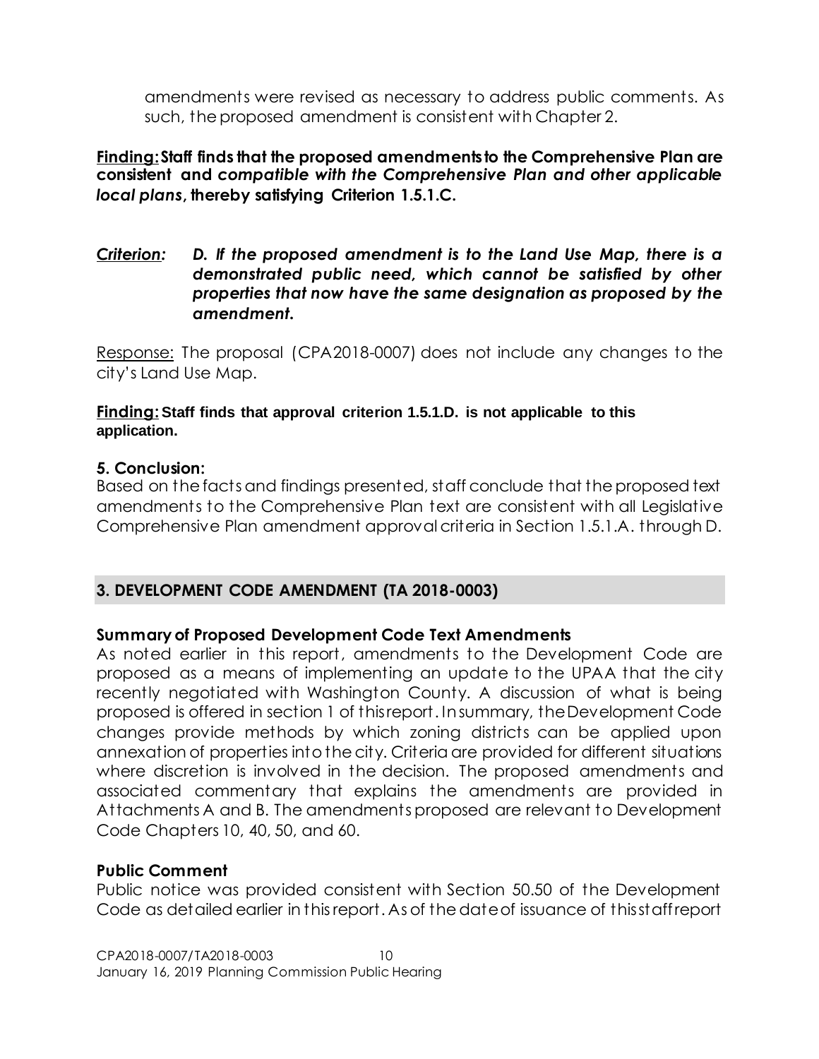amendments were revised as necessary to address public comments. As such, the proposed amendment is consistent with Chapter 2.

**<u>Finding:</u> Staff finds that the proposed amendments to the Comprehensive Plan are consistent and *compatible with the Comprehensive Plan and other applicable local plans*, thereby satisfying Criterion 1.5.1.C.**

***<u>Criterion:</u> D. If the proposed amendment is to the Land Use Map, there is a demonstrated public need, which cannot be satisfied by other properties that now have the same designation as proposed by the amendment.***

<u>Response:</u> The proposal (CPA2018-0007) does not include any changes to the city's Land Use Map.

**<u>Finding:</u> Staff finds that approval criterion 1.5.1.D. is not applicable to this application.**

**5. Conclusion:**

Based on the facts and findings presented, staff conclude that the proposed text amendments to the Comprehensive Plan text are consistent with all Legislative Comprehensive Plan amendment approval criteria in Section 1.5.1.A. through D.

## 3. DEVELOPMENT CODE AMENDMENT (TA 2018-0003)

**Summary of Proposed Development Code Text Amendments**

As noted earlier in this report, amendments to the Development Code are proposed as a means of implementing an update to the UPAA that the city recently negotiated with Washington County. A discussion of what is being proposed is offered in section 1 of this report. In summary, the Development Code changes provide methods by which zoning districts can be applied upon annexation of properties into the city. Criteria are provided for different situations where discretion is involved in the decision. The proposed amendments and associated commentary that explains the amendments are provided in Attachments A and B. The amendments proposed are relevant to Development Code Chapters 10, 40, 50, and 60.

**Public Comment**

Public notice was provided consistent with Section 50.50 of the Development Code as detailed earlier in this report. As of the date of issuance of this staff report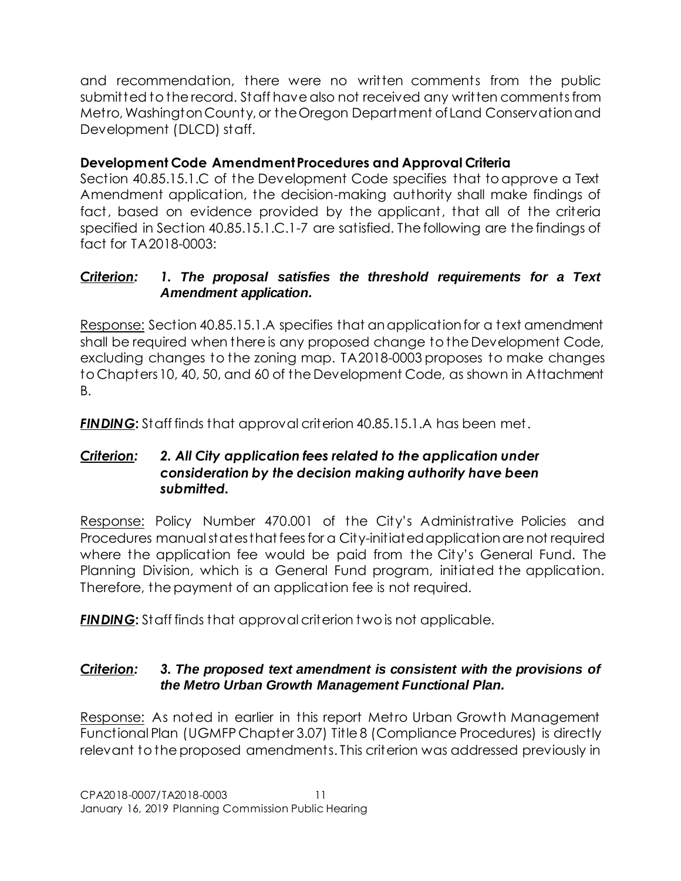and recommendation, there were no written comments from the public submitted to the record. Staff have also not received any written comments from Metro, Washington County, or the Oregon Department of Land Conservation and Development (DLCD) staff.

**Development Code Amendment Procedures and Approval Criteria**

Section 40.85.15.1.C of the Development Code specifies that to approve a Text Amendment application, the decision-making authority shall make findings of fact, based on evidence provided by the applicant, that all of the criteria specified in Section 40.85.15.1.C.1-7 are satisfied. The following are the findings of fact for TA2018-0003:

***Criterion:*** ***1. The proposal satisfies the threshold requirements for a Text Amendment application.***

Response: Section 40.85.15.1.A specifies that an application for a text amendment shall be required when there is any proposed change to the Development Code, excluding changes to the zoning map. TA2018-0003 proposes to make changes to Chapters 10, 40, 50, and 60 of the Development Code, as shown in Attachment B.

***FINDING*****:** Staff finds that approval criterion 40.85.15.1.A has been met.

***Criterion:*** ***2. All City application fees related to the application under consideration by the decision making authority have been submitted.***

Response: Policy Number 470.001 of the City's Administrative Policies and Procedures manual states that fees for a City-initiated application are not required where the application fee would be paid from the City's General Fund. The Planning Division, which is a General Fund program, initiated the application. Therefore, the payment of an application fee is not required.

***FINDING*****:** Staff finds that approval criterion two is not applicable.

***Criterion:*** ***3. The proposed text amendment is consistent with the provisions of the Metro Urban Growth Management Functional Plan.***

Response: As noted in earlier in this report Metro Urban Growth Management Functional Plan (UGMFP Chapter 3.07) Title 8 (Compliance Procedures) is directly relevant to the proposed amendments. This criterion was addressed previously in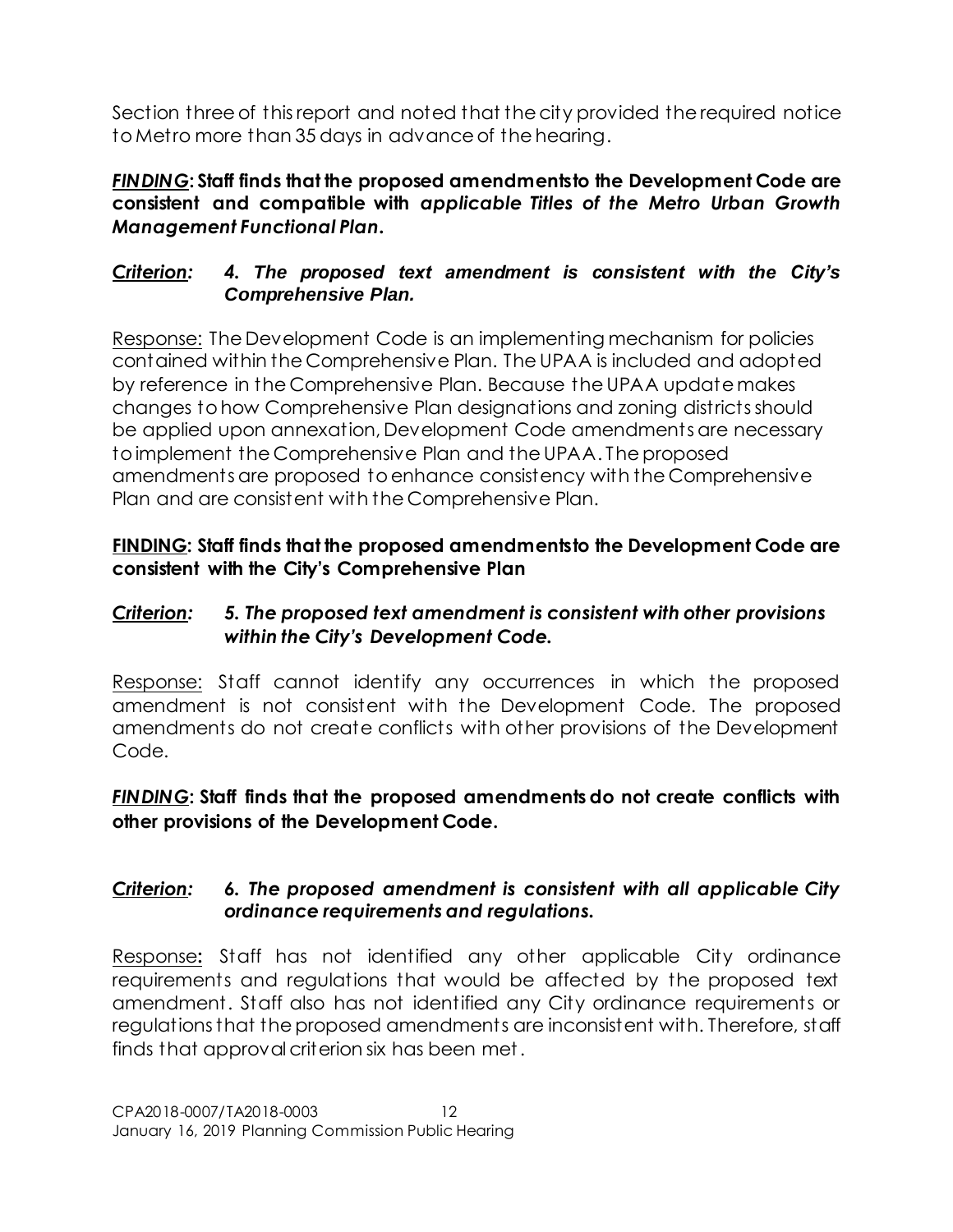Section three of this report and noted that the city provided the required notice to Metro more than 35 days in advance of the hearing.

***FINDING*: Staff finds that the proposed amendments to the Development Code are consistent and compatible with *applicable Titles of the Metro Urban Growth Management Functional Plan*.**

***Criterion:*** ***4. The proposed text amendment is consistent with the City's Comprehensive Plan.***

Response: The Development Code is an implementing mechanism for policies contained within the Comprehensive Plan. The UPAA is included and adopted by reference in the Comprehensive Plan. Because the UPAA update makes changes to how Comprehensive Plan designations and zoning districts should be applied upon annexation, Development Code amendments are necessary to implement the Comprehensive Plan and the UPAA. The proposed amendments are proposed to enhance consistency with the Comprehensive Plan and are consistent with the Comprehensive Plan.

**FINDING: Staff finds that the proposed amendments to the Development Code are consistent with the City's Comprehensive Plan**

***Criterion:*** ***5. The proposed text amendment is consistent with other provisions within the City's Development Code.***

Response: Staff cannot identify any occurrences in which the proposed amendment is not consistent with the Development Code. The proposed amendments do not create conflicts with other provisions of the Development Code.

***FINDING*: Staff finds that the proposed amendments do not create conflicts with other provisions of the Development Code.**

***Criterion:*** ***6. The proposed amendment is consistent with all applicable City ordinance requirements and regulations.***

Response**:** Staff has not identified any other applicable City ordinance requirements and regulations that would be affected by the proposed text amendment. Staff also has not identified any City ordinance requirements or regulations that the proposed amendments are inconsistent with. Therefore, staff finds that approval criterion six has been met.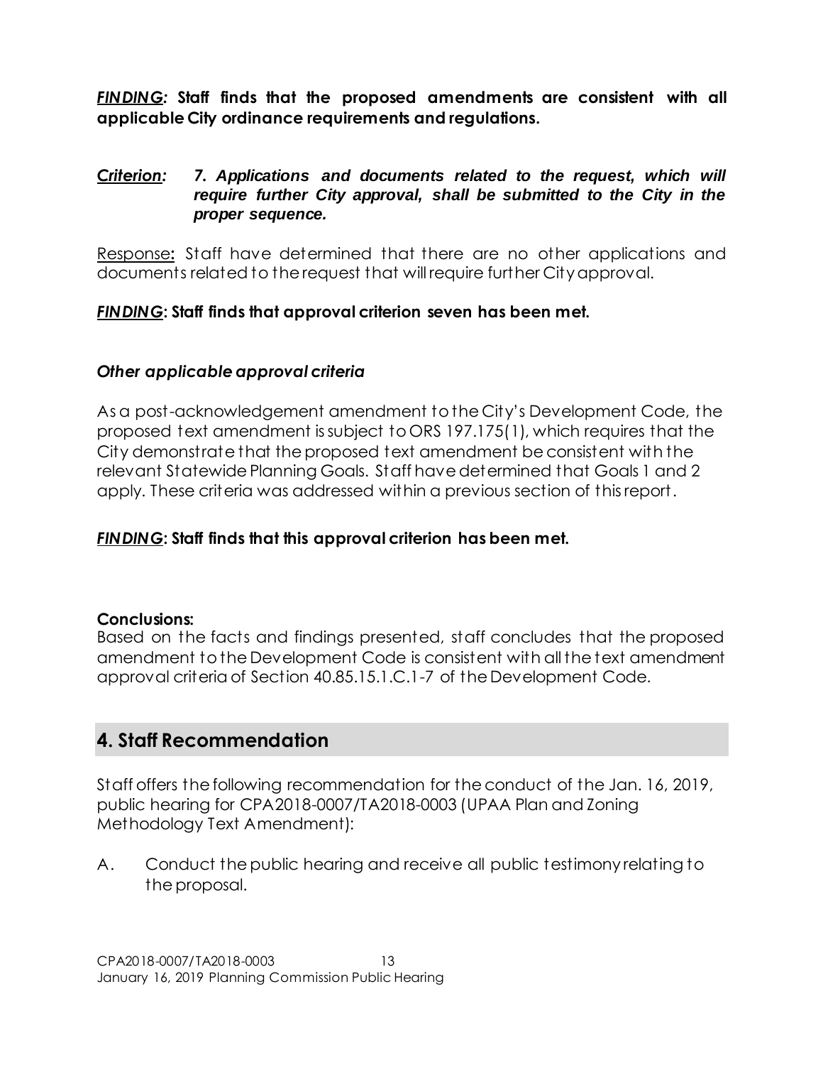***FINDING*:** **Staff finds that the proposed amendments are consistent with all applicable City ordinance requirements and regulations.**

***Criterion:*** ***7. Applications and documents related to the request, which will require further City approval, shall be submitted to the City in the proper sequence.***

Response**:** Staff have determined that there are no other applications and documents related to the request that will require further City approval.

***FINDING*:** **Staff finds that approval criterion seven has been met.**

*Other applicable approval criteria*

As a post-acknowledgement amendment to the City's Development Code, the proposed text amendment is subject to ORS 197.175(1), which requires that the City demonstrate that the proposed text amendment be consistent with the relevant Statewide Planning Goals. Staff have determined that Goals 1 and 2 apply. These criteria was addressed within a previous section of this report.

***FINDING*:** **Staff finds that this approval criterion has been met.**

**Conclusions:**
Based on the facts and findings presented, staff concludes that the proposed amendment to the Development Code is consistent with all the text amendment approval criteria of Section 40.85.15.1.C.1-7 of the Development Code.

## 4. Staff Recommendation

Staff offers the following recommendation for the conduct of the Jan. 16, 2019, public hearing for CPA2018-0007/TA2018-0003 (UPAA Plan and Zoning Methodology Text Amendment):

A. Conduct the public hearing and receive all public testimony relating to the proposal.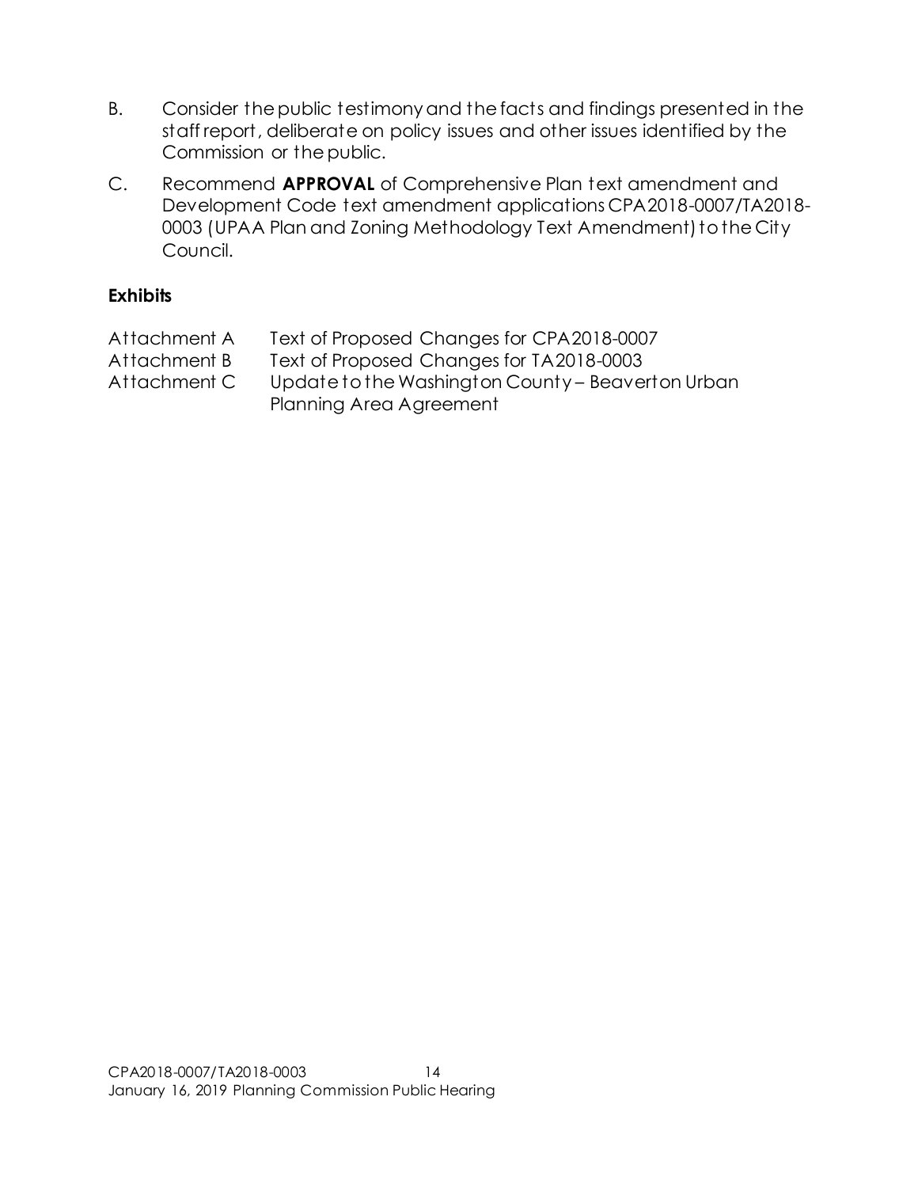B. Consider the public testimony and the facts and findings presented in the staff report, deliberate on policy issues and other issues identified by the Commission or the public.

C. Recommend **APPROVAL** of Comprehensive Plan text amendment and Development Code text amendment applications CPA2018-0007/TA2018-0003 (UPAA Plan and Zoning Methodology Text Amendment) to the City Council.

**Exhibits**

| | |
|---|---|
| Attachment A | Text of Proposed Changes for CPA2018-0007 |
| Attachment B | Text of Proposed Changes for TA2018-0003 |
| Attachment C | Update to the Washington County – Beaverton Urban Planning Area Agreement |